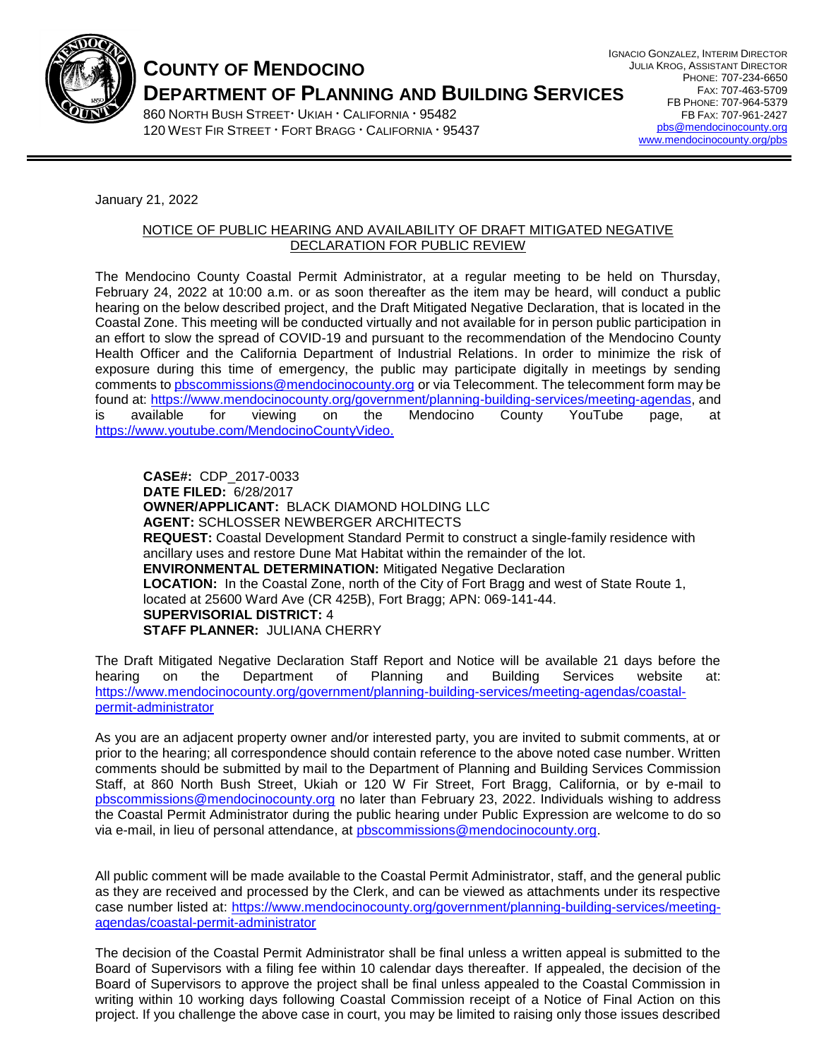# COUNTY OF MENDOCINO
## DEPARTMENT OF PLANNING AND BUILDING SERVICES

860 NORTH BUSH STREET · UKIAH · CALIFORNIA · 95482
120 WEST FIR STREET · FORT BRAGG · CALIFORNIA · 95437

IGNACIO GONZALEZ, INTERIM DIRECTOR
JULIA KROG, ASSISTANT DIRECTOR
PHONE: 707-234-6650
FAX: 707-463-5709
FB PHONE: 707-964-5379
FB FAX: 707-961-2427
pbs@mendocinocounty.org
www.mendocinocounty.org/pbs

---

January 21, 2022

NOTICE OF PUBLIC HEARING AND AVAILABILITY OF DRAFT MITIGATED NEGATIVE DECLARATION FOR PUBLIC REVIEW

The Mendocino County Coastal Permit Administrator, at a regular meeting to be held on Thursday, February 24, 2022 at 10:00 a.m. or as soon thereafter as the item may be heard, will conduct a public hearing on the below described project, and the Draft Mitigated Negative Declaration, that is located in the Coastal Zone. This meeting will be conducted virtually and not available for in person public participation in an effort to slow the spread of COVID-19 and pursuant to the recommendation of the Mendocino County Health Officer and the California Department of Industrial Relations. In order to minimize the risk of exposure during this time of emergency, the public may participate digitally in meetings by sending comments to pbscommissions@mendocinocounty.org or via Telecomment. The telecomment form may be found at: https://www.mendocinocounty.org/government/planning-building-services/meeting-agendas, and is available for viewing on the Mendocino County YouTube page, at https://www.youtube.com/MendocinoCountyVideo.

**CASE#:** CDP_2017-0033
**DATE FILED:** 6/28/2017
**OWNER/APPLICANT:** BLACK DIAMOND HOLDING LLC
**AGENT:** SCHLOSSER NEWBERGER ARCHITECTS
**REQUEST:** Coastal Development Standard Permit to construct a single-family residence with ancillary uses and restore Dune Mat Habitat within the remainder of the lot.
**ENVIRONMENTAL DETERMINATION:** Mitigated Negative Declaration
**LOCATION:** In the Coastal Zone, north of the City of Fort Bragg and west of State Route 1, located at 25600 Ward Ave (CR 425B), Fort Bragg; APN: 069-141-44.
**SUPERVISORIAL DISTRICT:** 4
**STAFF PLANNER:** JULIANA CHERRY

The Draft Mitigated Negative Declaration Staff Report and Notice will be available 21 days before the hearing on the Department of Planning and Building Services website at: https://www.mendocinocounty.org/government/planning-building-services/meeting-agendas/coastal-permit-administrator

As you are an adjacent property owner and/or interested party, you are invited to submit comments, at or prior to the hearing; all correspondence should contain reference to the above noted case number. Written comments should be submitted by mail to the Department of Planning and Building Services Commission Staff, at 860 North Bush Street, Ukiah or 120 W Fir Street, Fort Bragg, California, or by e-mail to pbscommissions@mendocinocounty.org no later than February 23, 2022. Individuals wishing to address the Coastal Permit Administrator during the public hearing under Public Expression are welcome to do so via e-mail, in lieu of personal attendance, at pbscommissions@mendocinocounty.org.

All public comment will be made available to the Coastal Permit Administrator, staff, and the general public as they are received and processed by the Clerk, and can be viewed as attachments under its respective case number listed at: https://www.mendocinocounty.org/government/planning-building-services/meeting-agendas/coastal-permit-administrator

The decision of the Coastal Permit Administrator shall be final unless a written appeal is submitted to the Board of Supervisors with a filing fee within 10 calendar days thereafter. If appealed, the decision of the Board of Supervisors to approve the project shall be final unless appealed to the Coastal Commission in writing within 10 working days following Coastal Commission receipt of a Notice of Final Action on this project. If you challenge the above case in court, you may be limited to raising only those issues described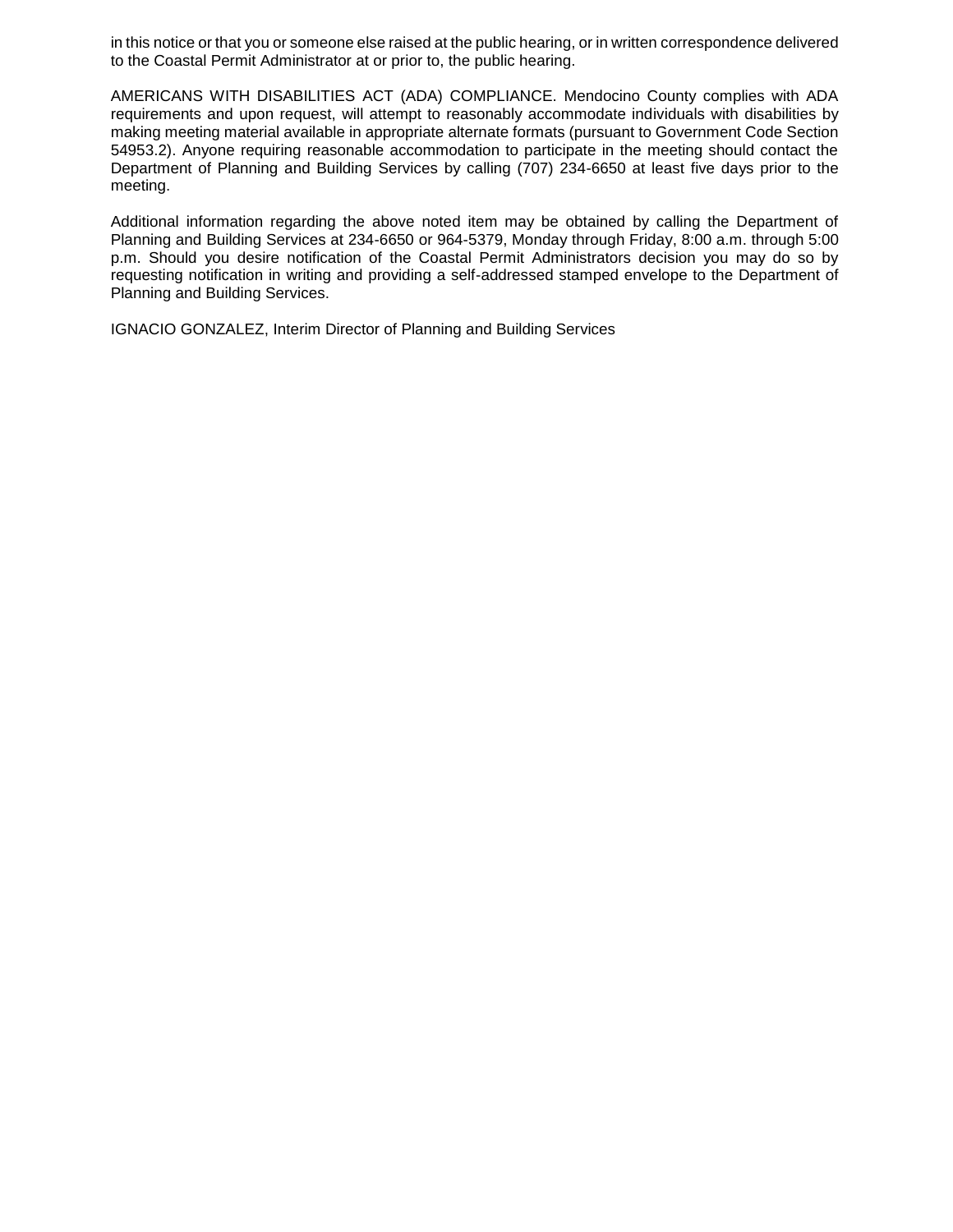in this notice or that you or someone else raised at the public hearing, or in written correspondence delivered to the Coastal Permit Administrator at or prior to, the public hearing.

AMERICANS WITH DISABILITIES ACT (ADA) COMPLIANCE. Mendocino County complies with ADA requirements and upon request, will attempt to reasonably accommodate individuals with disabilities by making meeting material available in appropriate alternate formats (pursuant to Government Code Section 54953.2). Anyone requiring reasonable accommodation to participate in the meeting should contact the Department of Planning and Building Services by calling (707) 234-6650 at least five days prior to the meeting.

Additional information regarding the above noted item may be obtained by calling the Department of Planning and Building Services at 234-6650 or 964-5379, Monday through Friday, 8:00 a.m. through 5:00 p.m. Should you desire notification of the Coastal Permit Administrators decision you may do so by requesting notification in writing and providing a self-addressed stamped envelope to the Department of Planning and Building Services.

IGNACIO GONZALEZ, Interim Director of Planning and Building Services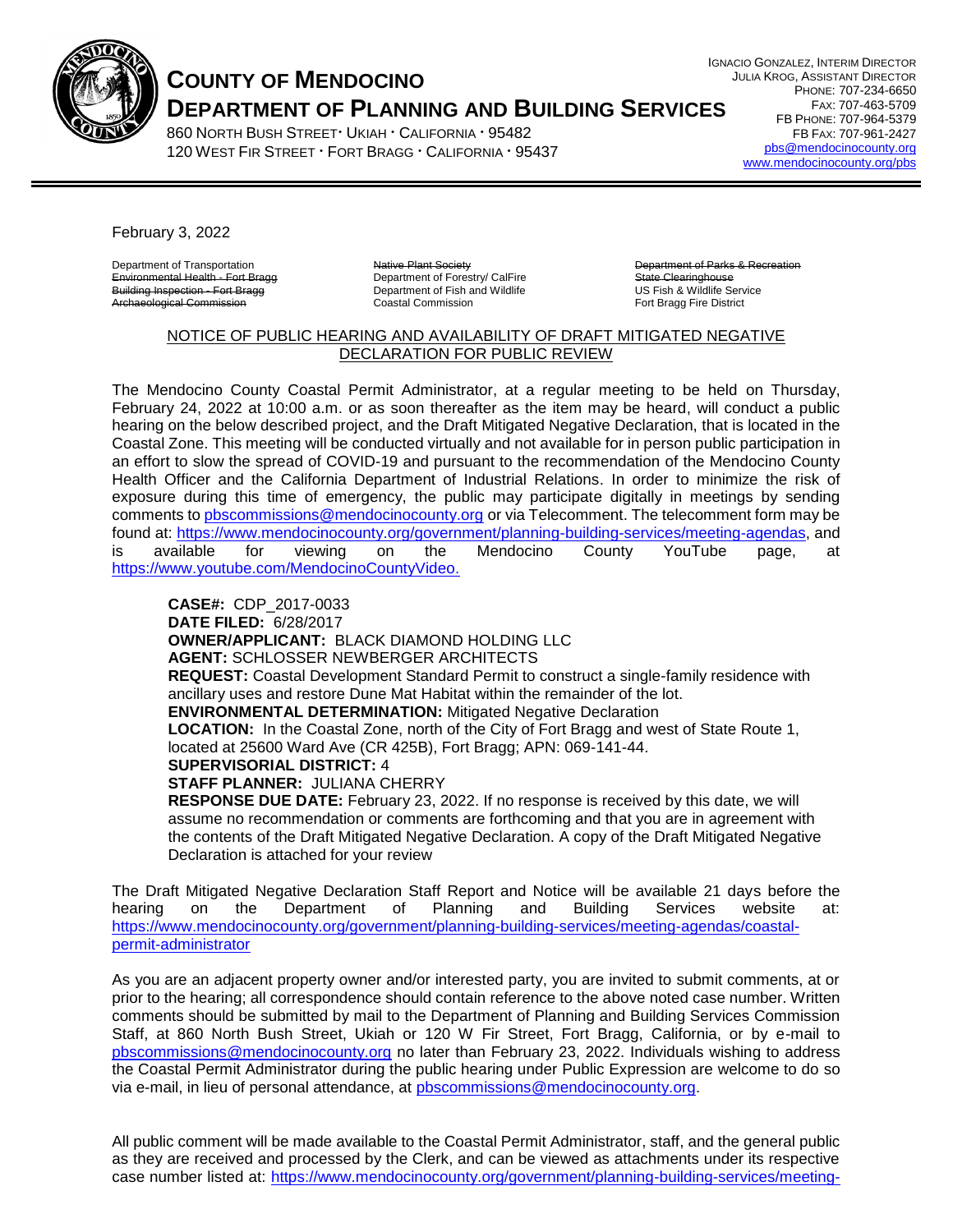# COUNTY OF MENDOCINO
## DEPARTMENT OF PLANNING AND BUILDING SERVICES

860 NORTH BUSH STREET · UKIAH · CALIFORNIA · 95482
120 WEST FIR STREET · FORT BRAGG · CALIFORNIA · 95437

IGNACIO GONZALEZ, INTERIM DIRECTOR
JULIA KROG, ASSISTANT DIRECTOR
PHONE: 707-234-6650
FAX: 707-463-5709
FB PHONE: 707-964-5379
FB FAX: 707-961-2427
pbs@mendocinocounty.org
www.mendocinocounty.org/pbs

February 3, 2022

| | | |
|---|---|---|
| Department of Transportation | ~~Native Plant Society~~ | ~~Department of Parks & Recreation~~ |
| ~~Environmental Health - Fort Bragg~~ | Department of Forestry/ CalFire | ~~State Clearinghouse~~ |
| ~~Building Inspection - Fort Bragg~~ | Department of Fish and Wildlife | US Fish & Wildlife Service |
| ~~Archaeological Commission~~ | Coastal Commission | Fort Bragg Fire District |

NOTICE OF PUBLIC HEARING AND AVAILABILITY OF DRAFT MITIGATED NEGATIVE DECLARATION FOR PUBLIC REVIEW

The Mendocino County Coastal Permit Administrator, at a regular meeting to be held on Thursday, February 24, 2022 at 10:00 a.m. or as soon thereafter as the item may be heard, will conduct a public hearing on the below described project, and the Draft Mitigated Negative Declaration, that is located in the Coastal Zone. This meeting will be conducted virtually and not available for in person public participation in an effort to slow the spread of COVID-19 and pursuant to the recommendation of the Mendocino County Health Officer and the California Department of Industrial Relations. In order to minimize the risk of exposure during this time of emergency, the public may participate digitally in meetings by sending comments to pbscommissions@mendocinocounty.org or via Telecomment. The telecomment form may be found at: https://www.mendocinocounty.org/government/planning-building-services/meeting-agendas, and is available for viewing on the Mendocino County YouTube page, at https://www.youtube.com/MendocinoCountyVideo.

**CASE#:** CDP_2017-0033
**DATE FILED:** 6/28/2017
**OWNER/APPLICANT:** BLACK DIAMOND HOLDING LLC
**AGENT:** SCHLOSSER NEWBERGER ARCHITECTS
**REQUEST:** Coastal Development Standard Permit to construct a single-family residence with ancillary uses and restore Dune Mat Habitat within the remainder of the lot.
**ENVIRONMENTAL DETERMINATION:** Mitigated Negative Declaration
**LOCATION:** In the Coastal Zone, north of the City of Fort Bragg and west of State Route 1, located at 25600 Ward Ave (CR 425B), Fort Bragg; APN: 069-141-44.
**SUPERVISORIAL DISTRICT:** 4
**STAFF PLANNER:** JULIANA CHERRY
**RESPONSE DUE DATE:** February 23, 2022. If no response is received by this date, we will assume no recommendation or comments are forthcoming and that you are in agreement with the contents of the Draft Mitigated Negative Declaration. A copy of the Draft Mitigated Negative Declaration is attached for your review

The Draft Mitigated Negative Declaration Staff Report and Notice will be available 21 days before the hearing on the Department of Planning and Building Services website at: https://www.mendocinocounty.org/government/planning-building-services/meeting-agendas/coastal-permit-administrator

As you are an adjacent property owner and/or interested party, you are invited to submit comments, at or prior to the hearing; all correspondence should contain reference to the above noted case number. Written comments should be submitted by mail to the Department of Planning and Building Services Commission Staff, at 860 North Bush Street, Ukiah or 120 W Fir Street, Fort Bragg, California, or by e-mail to pbscommissions@mendocinocounty.org no later than February 23, 2022. Individuals wishing to address the Coastal Permit Administrator during the public hearing under Public Expression are welcome to do so via e-mail, in lieu of personal attendance, at pbscommissions@mendocinocounty.org.

All public comment will be made available to the Coastal Permit Administrator, staff, and the general public as they are received and processed by the Clerk, and can be viewed as attachments under its respective case number listed at: https://www.mendocinocounty.org/government/planning-building-services/meeting-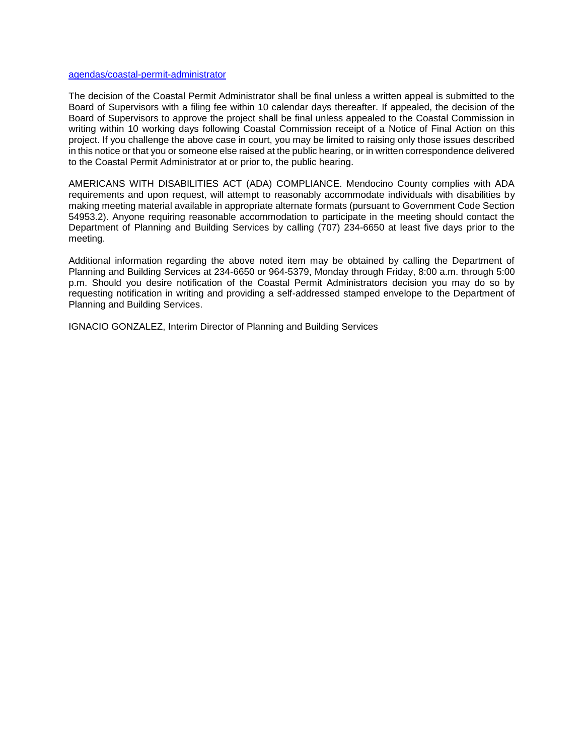agendas/coastal-permit-administrator

The decision of the Coastal Permit Administrator shall be final unless a written appeal is submitted to the Board of Supervisors with a filing fee within 10 calendar days thereafter. If appealed, the decision of the Board of Supervisors to approve the project shall be final unless appealed to the Coastal Commission in writing within 10 working days following Coastal Commission receipt of a Notice of Final Action on this project. If you challenge the above case in court, you may be limited to raising only those issues described in this notice or that you or someone else raised at the public hearing, or in written correspondence delivered to the Coastal Permit Administrator at or prior to, the public hearing.

AMERICANS WITH DISABILITIES ACT (ADA) COMPLIANCE. Mendocino County complies with ADA requirements and upon request, will attempt to reasonably accommodate individuals with disabilities by making meeting material available in appropriate alternate formats (pursuant to Government Code Section 54953.2). Anyone requiring reasonable accommodation to participate in the meeting should contact the Department of Planning and Building Services by calling (707) 234-6650 at least five days prior to the meeting.

Additional information regarding the above noted item may be obtained by calling the Department of Planning and Building Services at 234-6650 or 964-5379, Monday through Friday, 8:00 a.m. through 5:00 p.m. Should you desire notification of the Coastal Permit Administrators decision you may do so by requesting notification in writing and providing a self-addressed stamped envelope to the Department of Planning and Building Services.

IGNACIO GONZALEZ, Interim Director of Planning and Building Services